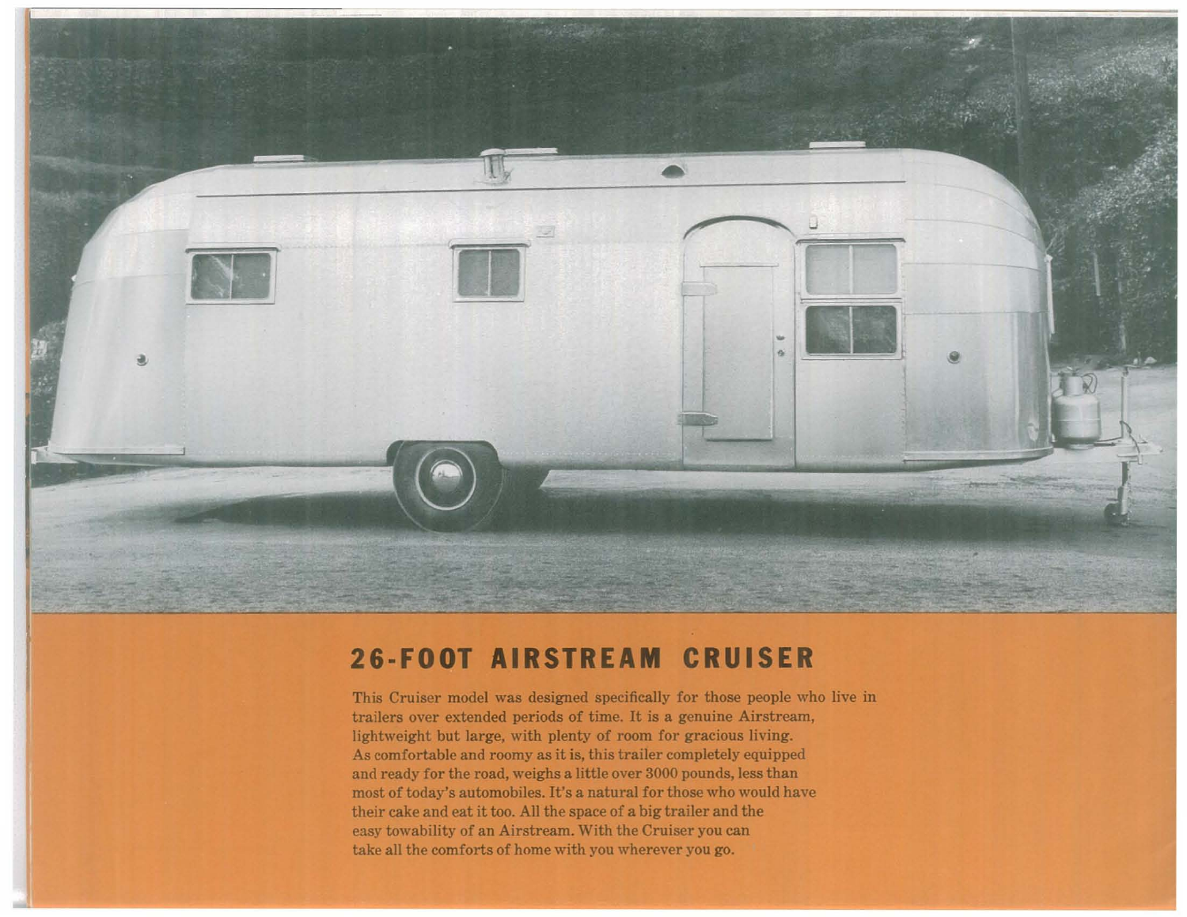## 26-FOOT AIRSTREAM CRUISER

This Cruiser model was designed specifically for those people who live in trailers over extended periods of time. It is a genuine Airstream, lightweight but large, with plenty of room for gracious living. As comfortable and roomy as it is, this trailer completely equipped and ready for the road, weighs a little over 3000 pounds, less than most of today's automobiles. It's a natural for those who would have their cake and eat it too. All the space of a big trailer and the easy towability of an Airstream. With the Cruiser you can take all the comforts of home with you wherever you go.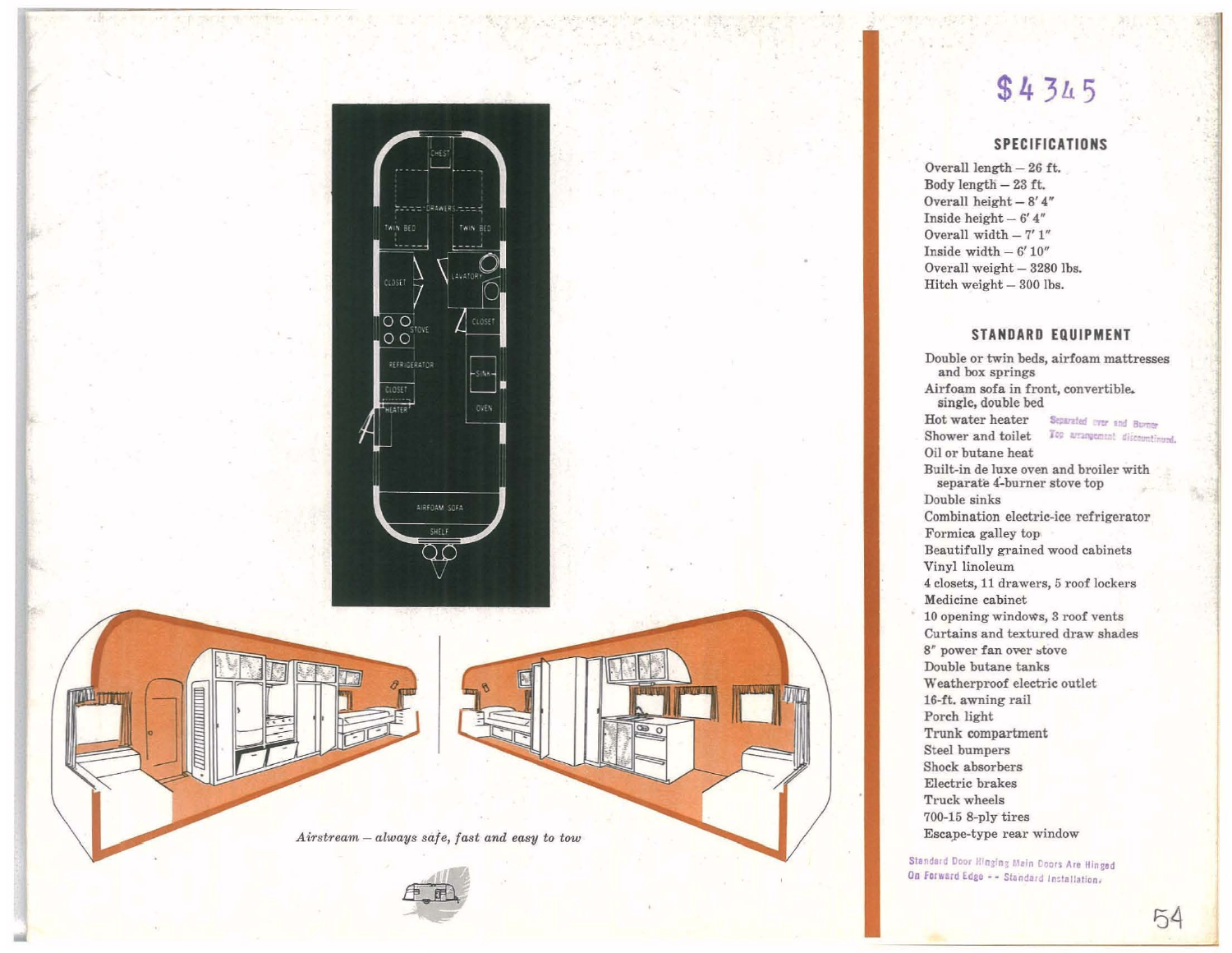$4345

## SPECIFICATIONS

Overall length – 26 ft.
Body length – 23 ft.
Overall height – 8′ 4″
Inside height – 6′ 4″
Overall width – 7′ 1″
Inside width – 6′ 10″
Overall weight – 3280 lbs.
Hitch weight – 300 lbs.

## STANDARD EQUIPMENT

- Double or twin beds, airfoam mattresses and box springs
- Airfoam sofa in front, convertible. single, double bed
- Hot water heater
- Shower and toilet
- Oil or butane heat
- Built-in de luxe oven and broiler with separate 4-burner stove top
- Double sinks
- Combination electric-ice refrigerator
- Formica galley top
- Beautifully grained wood cabinets
- Vinyl linoleum
- 4 closets, 11 drawers, 5 roof lockers
- Medicine cabinet
- 10 opening windows, 3 roof vents
- Curtains and textured draw shades
- 8″ power fan over stove
- Double butane tanks
- Weatherproof electric outlet
- 16-ft. awning rail
- Porch light
- Trunk compartment
- Steel bumpers
- Shock absorbers
- Electric brakes
- Truck wheels
- 700-15 8-ply tires
- Escape-type rear window

Separated over and Burner Top arrangement discontinued.

Standard Door Hinging Main Doors Are Hinged On Forward Edge -- Standard Installation.

*Airstream – always safe, fast and easy to tow*